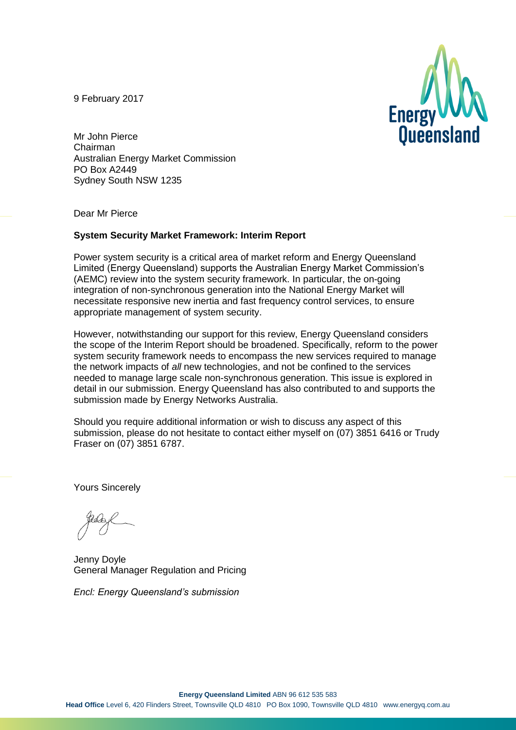9 February 2017

Mr John Pierce
Chairman
Australian Energy Market Commission
PO Box A2449
Sydney South NSW 1235

Dear Mr Pierce

**System Security Market Framework: Interim Report**

Power system security is a critical area of market reform and Energy Queensland Limited (Energy Queensland) supports the Australian Energy Market Commission's (AEMC) review into the system security framework. In particular, the on-going integration of non-synchronous generation into the National Energy Market will necessitate responsive new inertia and fast frequency control services, to ensure appropriate management of system security.

However, notwithstanding our support for this review, Energy Queensland considers the scope of the Interim Report should be broadened. Specifically, reform to the power system security framework needs to encompass the new services required to manage the network impacts of *all* new technologies, and not be confined to the services needed to manage large scale non-synchronous generation. This issue is explored in detail in our submission. Energy Queensland has also contributed to and supports the submission made by Energy Networks Australia.

Should you require additional information or wish to discuss any aspect of this submission, please do not hesitate to contact either myself on (07) 3851 6416 or Trudy Fraser on (07) 3851 6787.

Yours Sincerely

Jenny Doyle
General Manager Regulation and Pricing

*Encl: Energy Queensland's submission*

**Energy Queensland Limited** ABN 96 612 535 583
**Head Office** Level 6, 420 Flinders Street, Townsville QLD 4810 PO Box 1090, Townsville QLD 4810 www.energyq.com.au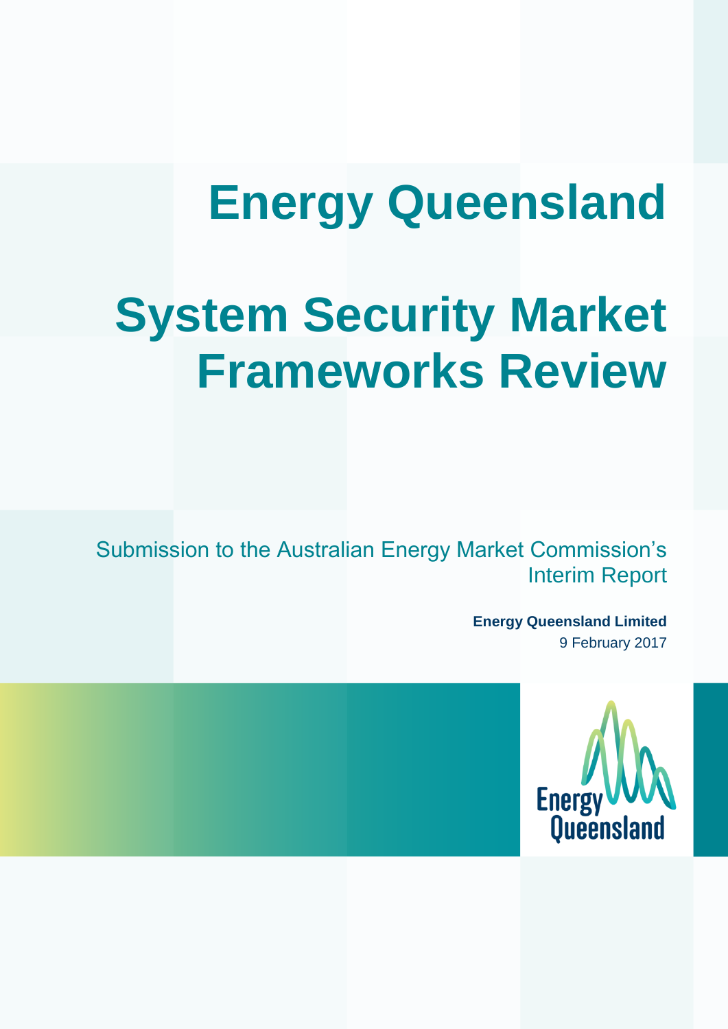# Energy Queensland

# System Security Market Frameworks Review

Submission to the Australian Energy Market Commission's Interim Report

**Energy Queensland Limited**
9 February 2017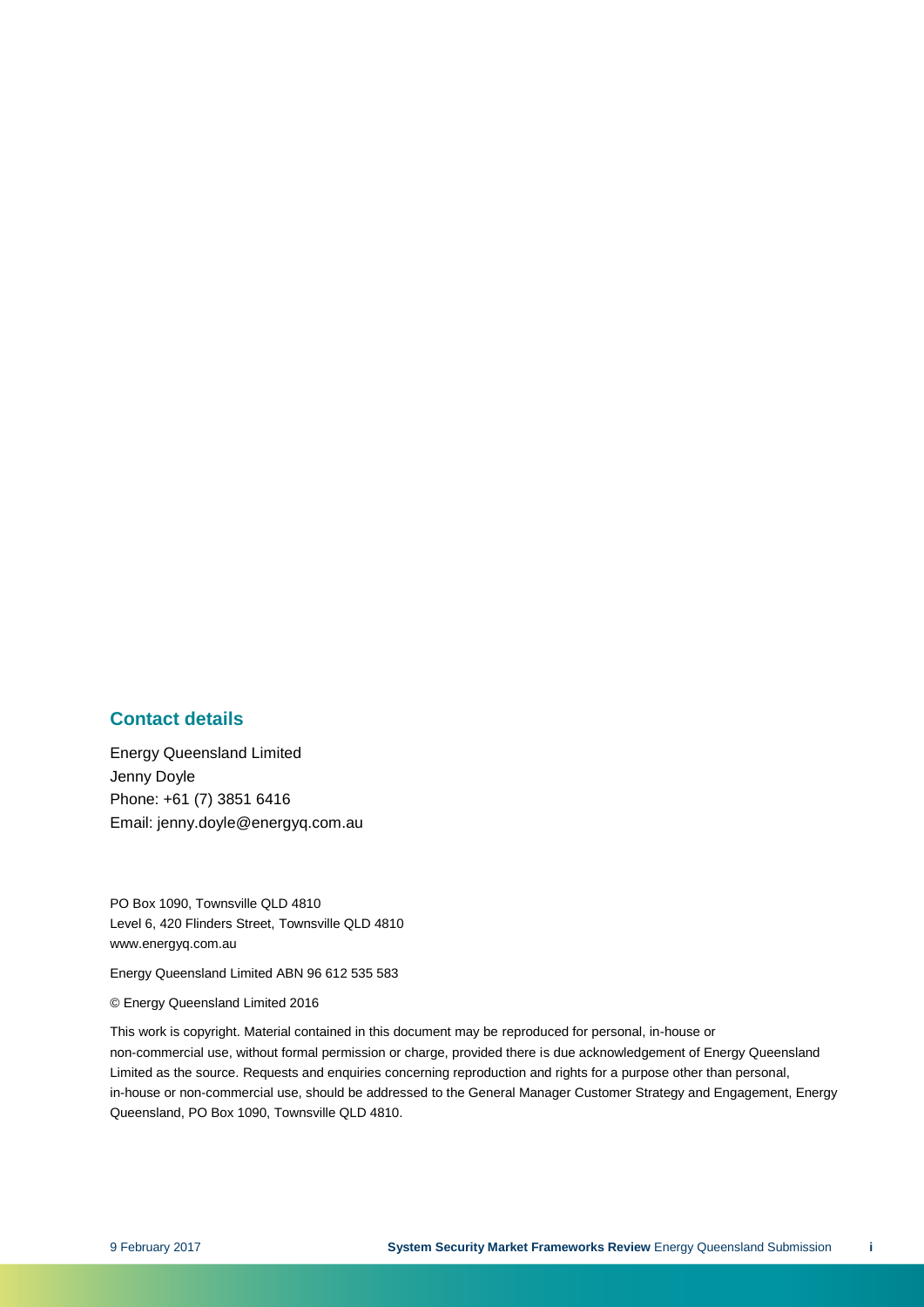## Contact details

Energy Queensland Limited
Jenny Doyle
Phone: +61 (7) 3851 6416
Email: jenny.doyle@energyq.com.au

PO Box 1090, Townsville QLD 4810
Level 6, 420 Flinders Street, Townsville QLD 4810
www.energyq.com.au

Energy Queensland Limited ABN 96 612 535 583

© Energy Queensland Limited 2016

This work is copyright. Material contained in this document may be reproduced for personal, in-house or non-commercial use, without formal permission or charge, provided there is due acknowledgement of Energy Queensland Limited as the source. Requests and enquiries concerning reproduction and rights for a purpose other than personal, in-house or non-commercial use, should be addressed to the General Manager Customer Strategy and Engagement, Energy Queensland, PO Box 1090, Townsville QLD 4810.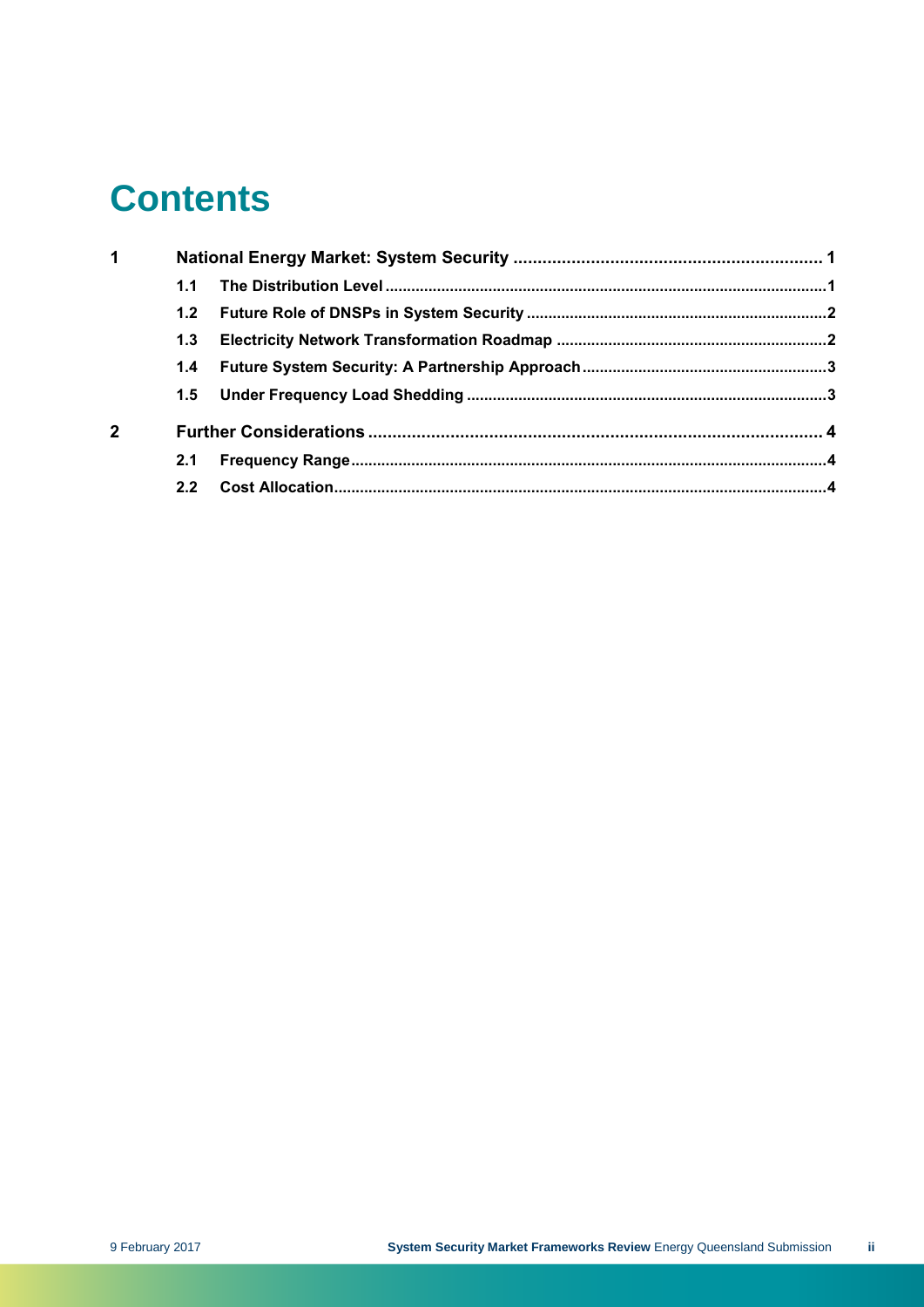# Contents

| | | |
|---|---|---|
| **1** | **National Energy Market: System Security** | **1** |
| **1.1** | **The Distribution Level** | **1** |
| **1.2** | **Future Role of DNSPs in System Security** | **2** |
| **1.3** | **Electricity Network Transformation Roadmap** | **2** |
| **1.4** | **Future System Security: A Partnership Approach** | **3** |
| **1.5** | **Under Frequency Load Shedding** | **3** |
| **2** | **Further Considerations** | **4** |
| **2.1** | **Frequency Range** | **4** |
| **2.2** | **Cost Allocation** | **4** |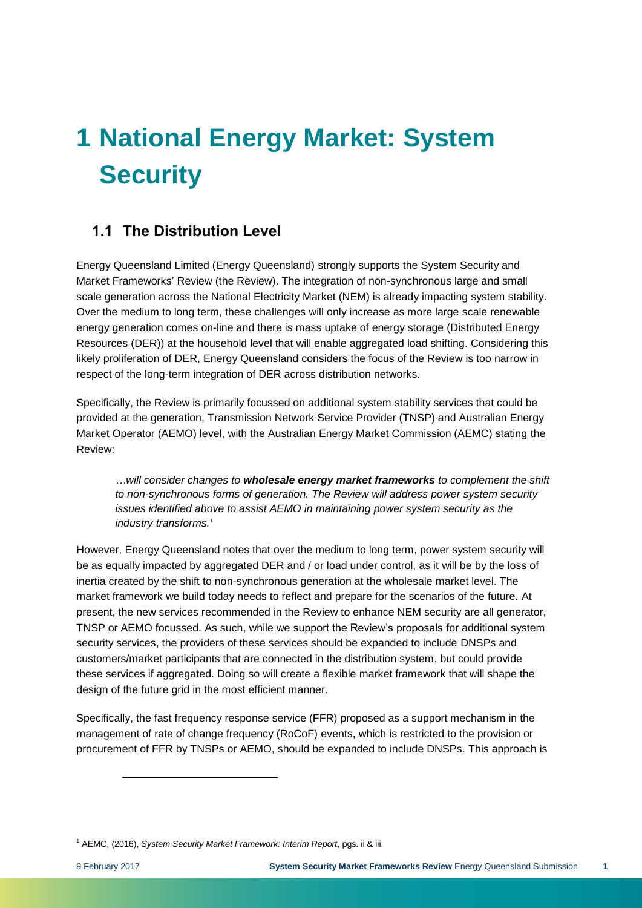# 1 National Energy Market: System Security

## 1.1 The Distribution Level

Energy Queensland Limited (Energy Queensland) strongly supports the System Security and Market Frameworks' Review (the Review). The integration of non-synchronous large and small scale generation across the National Electricity Market (NEM) is already impacting system stability. Over the medium to long term, these challenges will only increase as more large scale renewable energy generation comes on-line and there is mass uptake of energy storage (Distributed Energy Resources (DER)) at the household level that will enable aggregated load shifting. Considering this likely proliferation of DER, Energy Queensland considers the focus of the Review is too narrow in respect of the long-term integration of DER across distribution networks.

Specifically, the Review is primarily focussed on additional system stability services that could be provided at the generation, Transmission Network Service Provider (TNSP) and Australian Energy Market Operator (AEMO) level, with the Australian Energy Market Commission (AEMC) stating the Review:

> *…will consider changes to **wholesale energy market frameworks** to complement the shift to non-synchronous forms of generation. The Review will address power system security issues identified above to assist AEMO in maintaining power system security as the industry transforms.*[1]

However, Energy Queensland notes that over the medium to long term, power system security will be as equally impacted by aggregated DER and / or load under control, as it will be by the loss of inertia created by the shift to non-synchronous generation at the wholesale market level. The market framework we build today needs to reflect and prepare for the scenarios of the future. At present, the new services recommended in the Review to enhance NEM security are all generator, TNSP or AEMO focussed. As such, while we support the Review's proposals for additional system security services, the providers of these services should be expanded to include DNSPs and customers/market participants that are connected in the distribution system, but could provide these services if aggregated. Doing so will create a flexible market framework that will shape the design of the future grid in the most efficient manner.

Specifically, the fast frequency response service (FFR) proposed as a support mechanism in the management of rate of change frequency (RoCoF) events, which is restricted to the provision or procurement of FFR by TNSPs or AEMO, should be expanded to include DNSPs. This approach is

[1] AEMC, (2016), *System Security Market Framework: Interim Report*, pgs. ii & iii.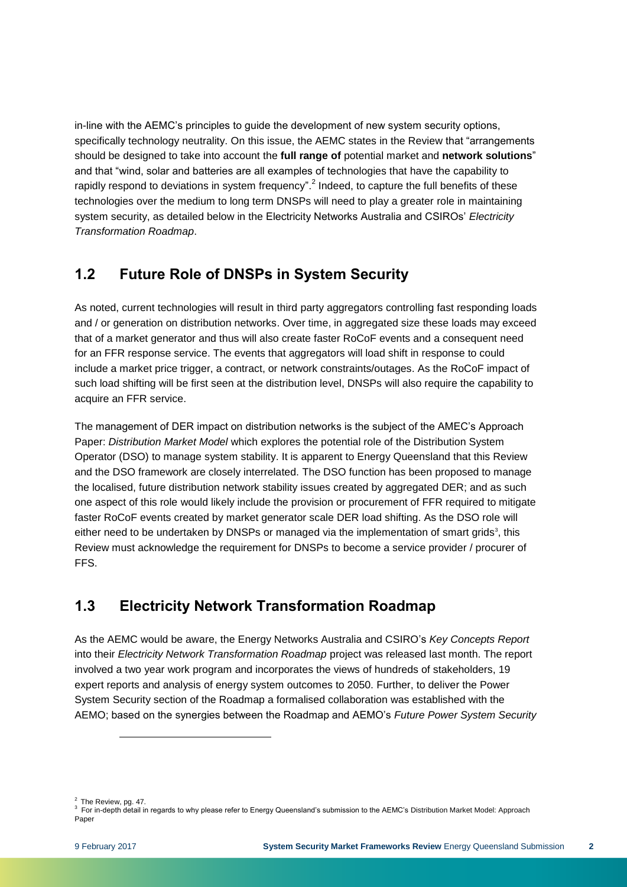in-line with the AEMC's principles to guide the development of new system security options, specifically technology neutrality. On this issue, the AEMC states in the Review that "arrangements should be designed to take into account the **full range of** potential market and **network solutions**" and that "wind, solar and batteries are all examples of technologies that have the capability to rapidly respond to deviations in system frequency".[2] Indeed, to capture the full benefits of these technologies over the medium to long term DNSPs will need to play a greater role in maintaining system security, as detailed below in the Electricity Networks Australia and CSIROs' *Electricity Transformation Roadmap*.

## 1.2 Future Role of DNSPs in System Security

As noted, current technologies will result in third party aggregators controlling fast responding loads and / or generation on distribution networks. Over time, in aggregated size these loads may exceed that of a market generator and thus will also create faster RoCoF events and a consequent need for an FFR response service. The events that aggregators will load shift in response to could include a market price trigger, a contract, or network constraints/outages. As the RoCoF impact of such load shifting will be first seen at the distribution level, DNSPs will also require the capability to acquire an FFR service.

The management of DER impact on distribution networks is the subject of the AMEC's Approach Paper: *Distribution Market Model* which explores the potential role of the Distribution System Operator (DSO) to manage system stability. It is apparent to Energy Queensland that this Review and the DSO framework are closely interrelated. The DSO function has been proposed to manage the localised, future distribution network stability issues created by aggregated DER; and as such one aspect of this role would likely include the provision or procurement of FFR required to mitigate faster RoCoF events created by market generator scale DER load shifting. As the DSO role will either need to be undertaken by DNSPs or managed via the implementation of smart grids[3], this Review must acknowledge the requirement for DNSPs to become a service provider / procurer of FFS.

## 1.3 Electricity Network Transformation Roadmap

As the AEMC would be aware, the Energy Networks Australia and CSIRO's *Key Concepts Report* into their *Electricity Network Transformation Roadmap* project was released last month. The report involved a two year work program and incorporates the views of hundreds of stakeholders, 19 expert reports and analysis of energy system outcomes to 2050. Further, to deliver the Power System Security section of the Roadmap a formalised collaboration was established with the AEMO; based on the synergies between the Roadmap and AEMO's *Future Power System Security*

---

[2] The Review, pg. 47.

[3] For in-depth detail in regards to why please refer to Energy Queensland's submission to the AEMC's Distribution Market Model: Approach Paper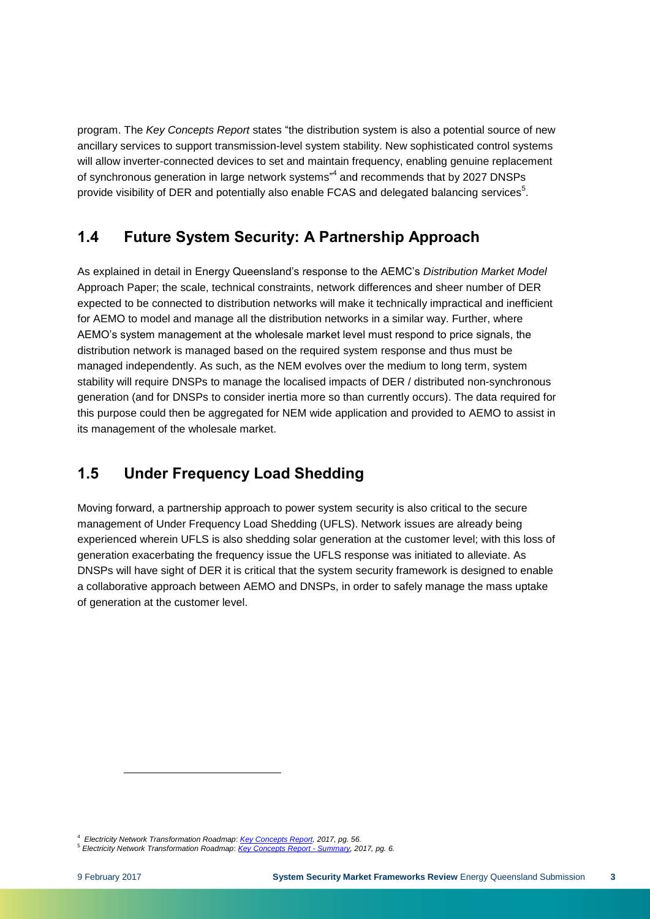program. The *Key Concepts Report* states "the distribution system is also a potential source of new ancillary services to support transmission-level system stability. New sophisticated control systems will allow inverter-connected devices to set and maintain frequency, enabling genuine replacement of synchronous generation in large network systems"[4] and recommends that by 2027 DNSPs provide visibility of DER and potentially also enable FCAS and delegated balancing services[5].

## 1.4 Future System Security: A Partnership Approach

As explained in detail in Energy Queensland's response to the AEMC's *Distribution Market Model* Approach Paper; the scale, technical constraints, network differences and sheer number of DER expected to be connected to distribution networks will make it technically impractical and inefficient for AEMO to model and manage all the distribution networks in a similar way. Further, where AEMO's system management at the wholesale market level must respond to price signals, the distribution network is managed based on the required system response and thus must be managed independently. As such, as the NEM evolves over the medium to long term, system stability will require DNSPs to manage the localised impacts of DER / distributed non-synchronous generation (and for DNSPs to consider inertia more so than currently occurs). The data required for this purpose could then be aggregated for NEM wide application and provided to AEMO to assist in its management of the wholesale market.

## 1.5 Under Frequency Load Shedding

Moving forward, a partnership approach to power system security is also critical to the secure management of Under Frequency Load Shedding (UFLS). Network issues are already being experienced wherein UFLS is also shedding solar generation at the customer level; with this loss of generation exacerbating the frequency issue the UFLS response was initiated to alleviate. As DNSPs will have sight of DER it is critical that the system security framework is designed to enable a collaborative approach between AEMO and DNSPs, in order to safely manage the mass uptake of generation at the customer level.

---

[4] *Electricity Network Transformation Roadmap: Key Concepts Report, 2017, pg. 56.*

[5] *Electricity Network Transformation Roadmap: Key Concepts Report - Summary, 2017, pg. 6.*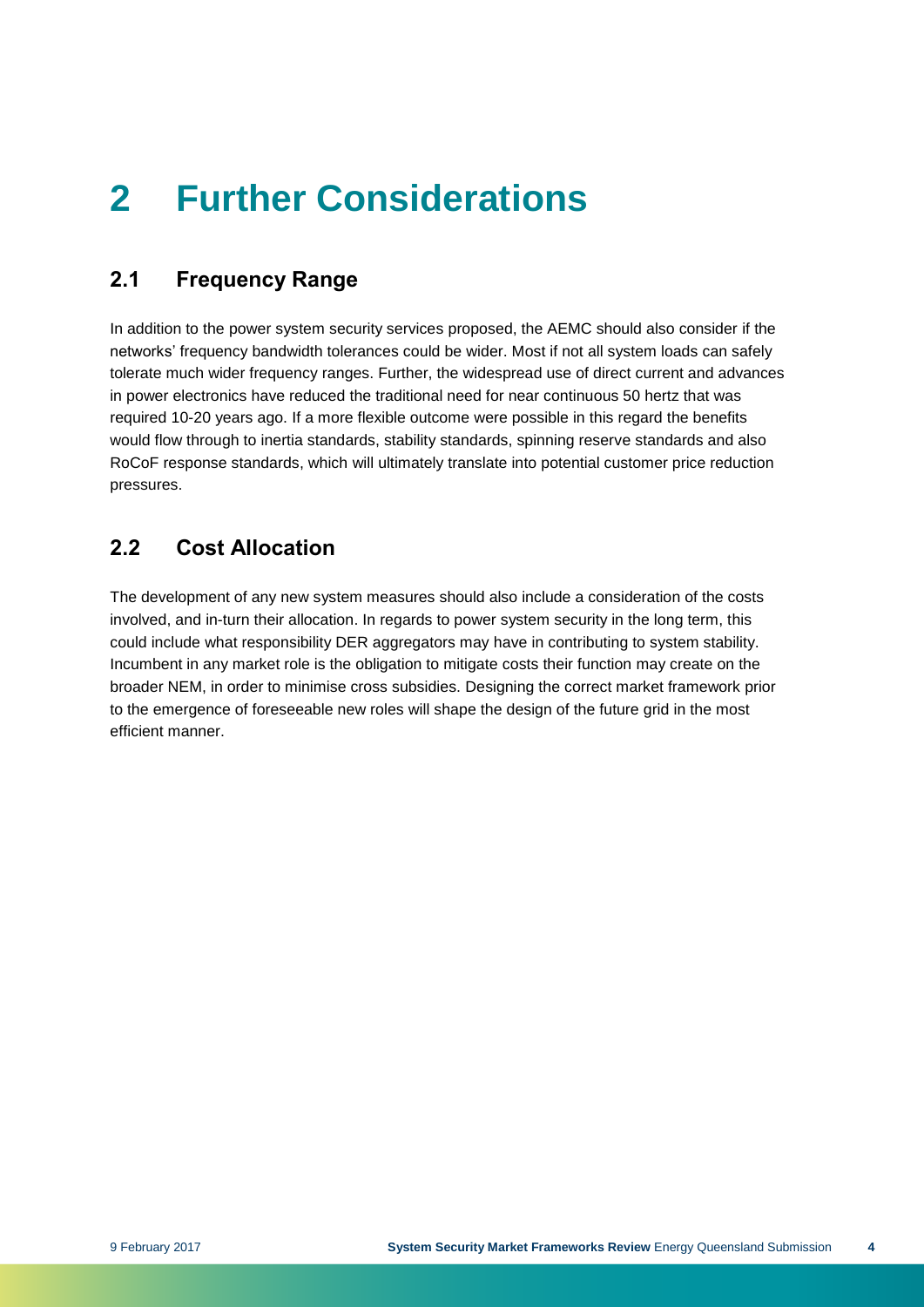# 2 Further Considerations

## 2.1 Frequency Range

In addition to the power system security services proposed, the AEMC should also consider if the networks' frequency bandwidth tolerances could be wider. Most if not all system loads can safely tolerate much wider frequency ranges. Further, the widespread use of direct current and advances in power electronics have reduced the traditional need for near continuous 50 hertz that was required 10-20 years ago. If a more flexible outcome were possible in this regard the benefits would flow through to inertia standards, stability standards, spinning reserve standards and also RoCoF response standards, which will ultimately translate into potential customer price reduction pressures.

## 2.2 Cost Allocation

The development of any new system measures should also include a consideration of the costs involved, and in-turn their allocation. In regards to power system security in the long term, this could include what responsibility DER aggregators may have in contributing to system stability. Incumbent in any market role is the obligation to mitigate costs their function may create on the broader NEM, in order to minimise cross subsidies. Designing the correct market framework prior to the emergence of foreseeable new roles will shape the design of the future grid in the most efficient manner.